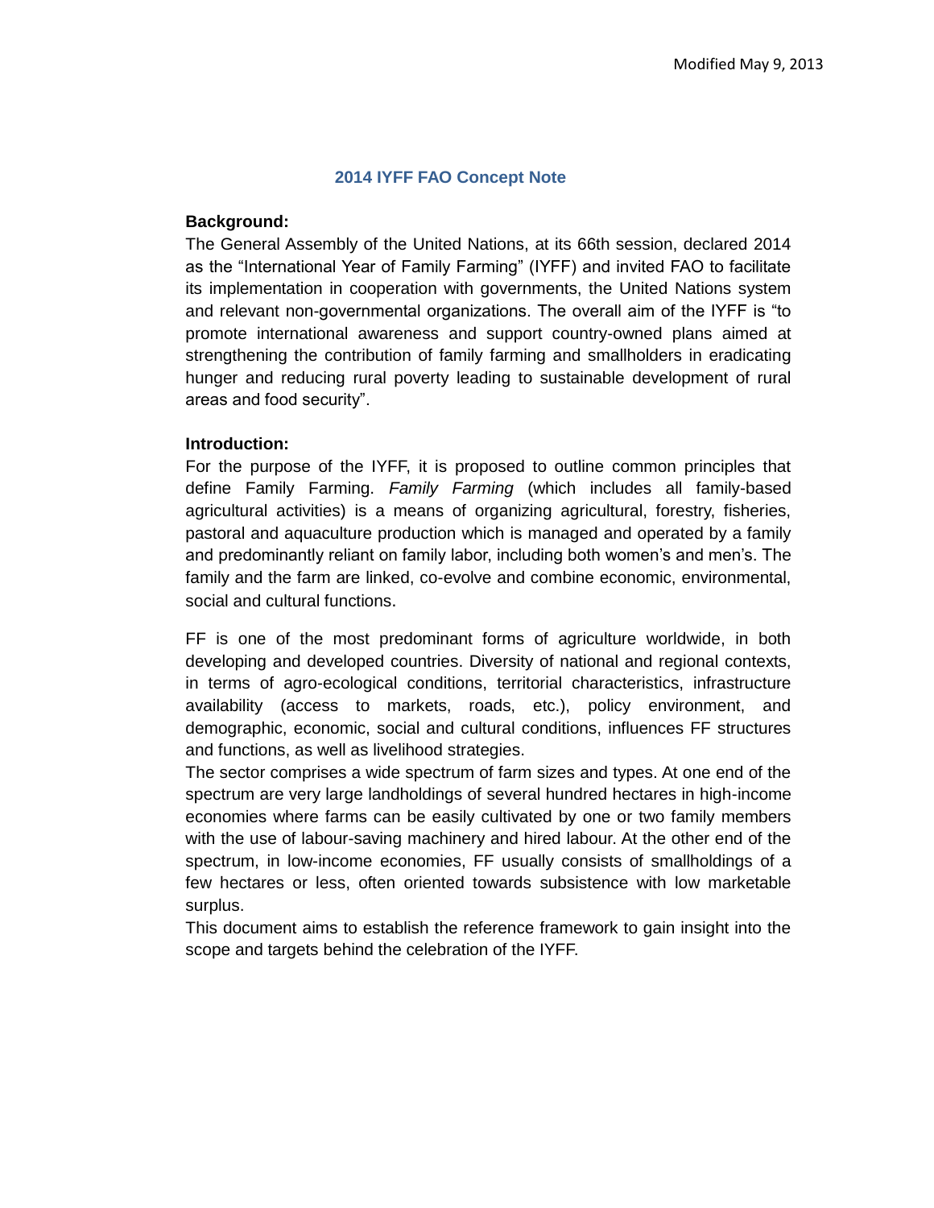Modified May 9, 2013

# 2014 IYFF FAO Concept Note

**Background:**

The General Assembly of the United Nations, at its 66th session, declared 2014 as the "International Year of Family Farming" (IYFF) and invited FAO to facilitate its implementation in cooperation with governments, the United Nations system and relevant non-governmental organizations. The overall aim of the IYFF is "to promote international awareness and support country-owned plans aimed at strengthening the contribution of family farming and smallholders in eradicating hunger and reducing rural poverty leading to sustainable development of rural areas and food security".

**Introduction:**

For the purpose of the IYFF, it is proposed to outline common principles that define Family Farming. *Family Farming* (which includes all family-based agricultural activities) is a means of organizing agricultural, forestry, fisheries, pastoral and aquaculture production which is managed and operated by a family and predominantly reliant on family labor, including both women's and men's. The family and the farm are linked, co-evolve and combine economic, environmental, social and cultural functions.

FF is one of the most predominant forms of agriculture worldwide, in both developing and developed countries. Diversity of national and regional contexts, in terms of agro-ecological conditions, territorial characteristics, infrastructure availability (access to markets, roads, etc.), policy environment, and demographic, economic, social and cultural conditions, influences FF structures and functions, as well as livelihood strategies.

The sector comprises a wide spectrum of farm sizes and types. At one end of the spectrum are very large landholdings of several hundred hectares in high-income economies where farms can be easily cultivated by one or two family members with the use of labour-saving machinery and hired labour. At the other end of the spectrum, in low-income economies, FF usually consists of smallholdings of a few hectares or less, often oriented towards subsistence with low marketable surplus.

This document aims to establish the reference framework to gain insight into the scope and targets behind the celebration of the IYFF.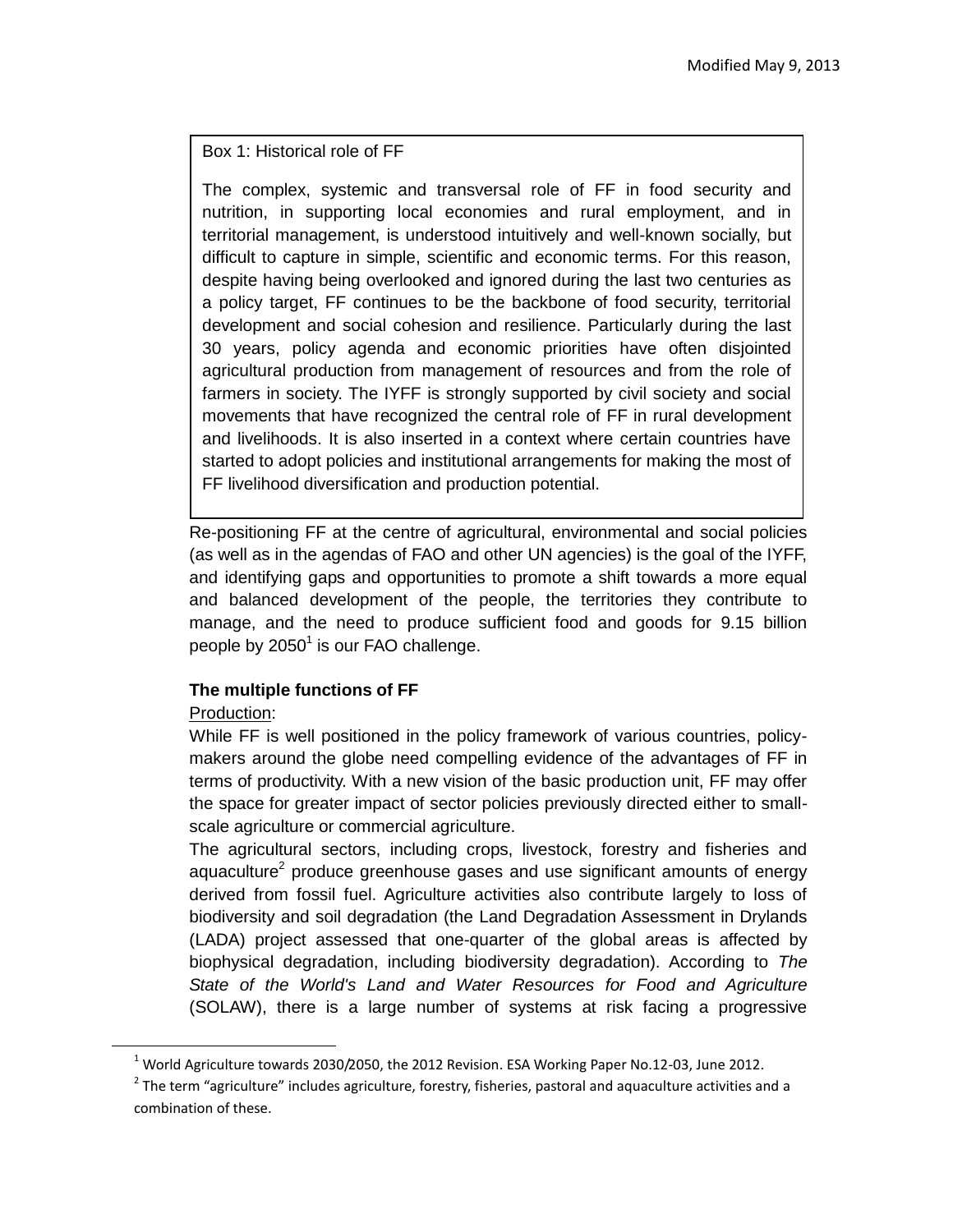> Box 1: Historical role of FF
>
> The complex, systemic and transversal role of FF in food security and nutrition, in supporting local economies and rural employment, and in territorial management, is understood intuitively and well-known socially, but difficult to capture in simple, scientific and economic terms. For this reason, despite having being overlooked and ignored during the last two centuries as a policy target, FF continues to be the backbone of food security, territorial development and social cohesion and resilience. Particularly during the last 30 years, policy agenda and economic priorities have often disjointed agricultural production from management of resources and from the role of farmers in society. The IYFF is strongly supported by civil society and social movements that have recognized the central role of FF in rural development and livelihoods. It is also inserted in a context where certain countries have started to adopt policies and institutional arrangements for making the most of FF livelihood diversification and production potential.

Re-positioning FF at the centre of agricultural, environmental and social policies (as well as in the agendas of FAO and other UN agencies) is the goal of the IYFF, and identifying gaps and opportunities to promote a shift towards a more equal and balanced development of the people, the territories they contribute to manage, and the need to produce sufficient food and goods for 9.15 billion people by 2050[1] is our FAO challenge.

**The multiple functions of FF**

Production:

While FF is well positioned in the policy framework of various countries, policy-makers around the globe need compelling evidence of the advantages of FF in terms of productivity. With a new vision of the basic production unit, FF may offer the space for greater impact of sector policies previously directed either to small-scale agriculture or commercial agriculture.

The agricultural sectors, including crops, livestock, forestry and fisheries and aquaculture[2] produce greenhouse gases and use significant amounts of energy derived from fossil fuel. Agriculture activities also contribute largely to loss of biodiversity and soil degradation (the Land Degradation Assessment in Drylands (LADA) project assessed that one-quarter of the global areas is affected by biophysical degradation, including biodiversity degradation). According to *The State of the World's Land and Water Resources for Food and Agriculture* (SOLAW), there is a large number of systems at risk facing a progressive

---

[1] World Agriculture towards 2030/2050, the 2012 Revision. ESA Working Paper No.12-03, June 2012.

[2] The term "agriculture" includes agriculture, forestry, fisheries, pastoral and aquaculture activities and a combination of these.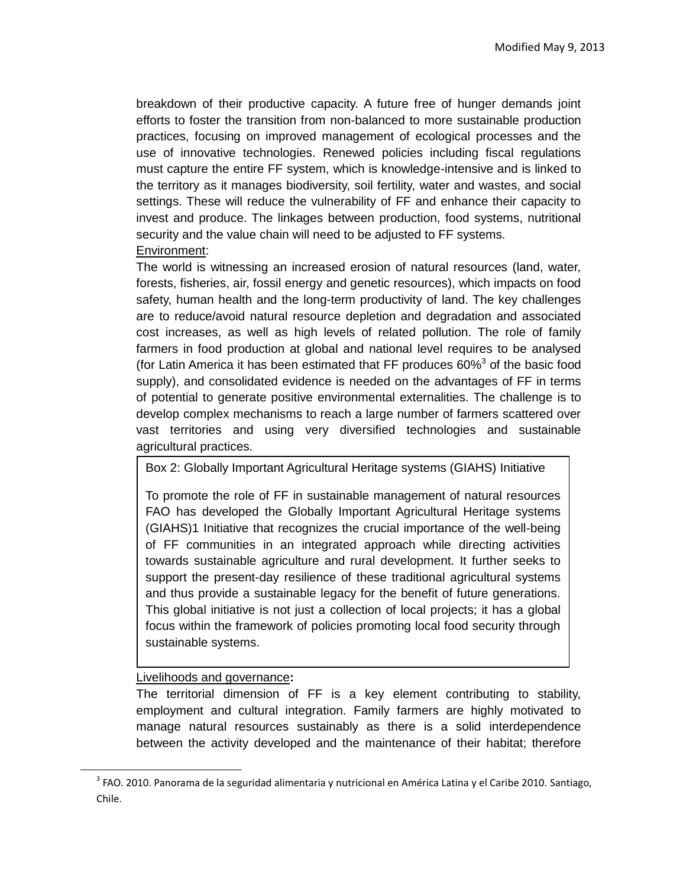breakdown of their productive capacity. A future free of hunger demands joint efforts to foster the transition from non-balanced to more sustainable production practices, focusing on improved management of ecological processes and the use of innovative technologies. Renewed policies including fiscal regulations must capture the entire FF system, which is knowledge-intensive and is linked to the territory as it manages biodiversity, soil fertility, water and wastes, and social settings. These will reduce the vulnerability of FF and enhance their capacity to invest and produce. The linkages between production, food systems, nutritional security and the value chain will need to be adjusted to FF systems.

Environment:

The world is witnessing an increased erosion of natural resources (land, water, forests, fisheries, air, fossil energy and genetic resources), which impacts on food safety, human health and the long-term productivity of land. The key challenges are to reduce/avoid natural resource depletion and degradation and associated cost increases, as well as high levels of related pollution. The role of family farmers in food production at global and national level requires to be analysed (for Latin America it has been estimated that FF produces 60%[3] of the basic food supply), and consolidated evidence is needed on the advantages of FF in terms of potential to generate positive environmental externalities. The challenge is to develop complex mechanisms to reach a large number of farmers scattered over vast territories and using very diversified technologies and sustainable agricultural practices.

> Box 2: Globally Important Agricultural Heritage systems (GIAHS) Initiative
>
> To promote the role of FF in sustainable management of natural resources FAO has developed the Globally Important Agricultural Heritage systems (GIAHS)1 Initiative that recognizes the crucial importance of the well-being of FF communities in an integrated approach while directing activities towards sustainable agriculture and rural development. It further seeks to support the present-day resilience of these traditional agricultural systems and thus provide a sustainable legacy for the benefit of future generations. This global initiative is not just a collection of local projects; it has a global focus within the framework of policies promoting local food security through sustainable systems.

Livelihoods and governance**:**

The territorial dimension of FF is a key element contributing to stability, employment and cultural integration. Family farmers are highly motivated to manage natural resources sustainably as there is a solid interdependence between the activity developed and the maintenance of their habitat; therefore

[3] FAO. 2010. Panorama de la seguridad alimentaria y nutricional en América Latina y el Caribe 2010. Santiago, Chile.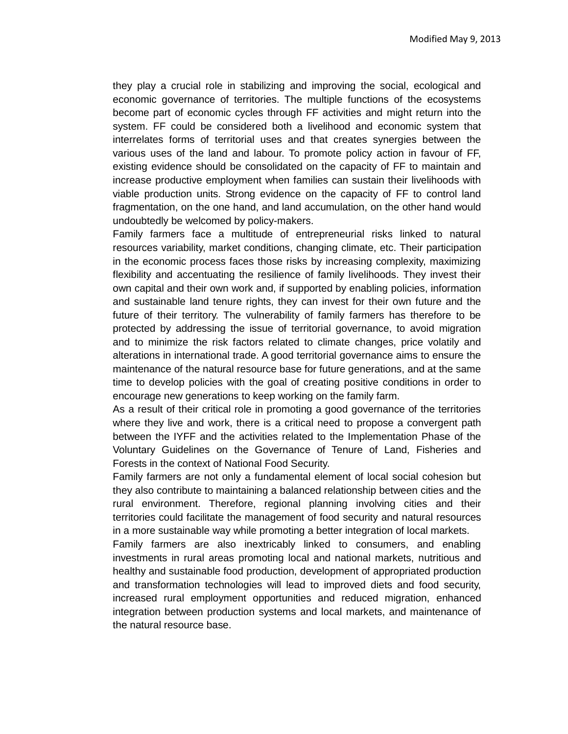they play a crucial role in stabilizing and improving the social, ecological and economic governance of territories. The multiple functions of the ecosystems become part of economic cycles through FF activities and might return into the system. FF could be considered both a livelihood and economic system that interrelates forms of territorial uses and that creates synergies between the various uses of the land and labour. To promote policy action in favour of FF, existing evidence should be consolidated on the capacity of FF to maintain and increase productive employment when families can sustain their livelihoods with viable production units. Strong evidence on the capacity of FF to control land fragmentation, on the one hand, and land accumulation, on the other hand would undoubtedly be welcomed by policy-makers.

Family farmers face a multitude of entrepreneurial risks linked to natural resources variability, market conditions, changing climate, etc. Their participation in the economic process faces those risks by increasing complexity, maximizing flexibility and accentuating the resilience of family livelihoods. They invest their own capital and their own work and, if supported by enabling policies, information and sustainable land tenure rights, they can invest for their own future and the future of their territory. The vulnerability of family farmers has therefore to be protected by addressing the issue of territorial governance, to avoid migration and to minimize the risk factors related to climate changes, price volatily and alterations in international trade. A good territorial governance aims to ensure the maintenance of the natural resource base for future generations, and at the same time to develop policies with the goal of creating positive conditions in order to encourage new generations to keep working on the family farm.

As a result of their critical role in promoting a good governance of the territories where they live and work, there is a critical need to propose a convergent path between the IYFF and the activities related to the Implementation Phase of the Voluntary Guidelines on the Governance of Tenure of Land, Fisheries and Forests in the context of National Food Security.

Family farmers are not only a fundamental element of local social cohesion but they also contribute to maintaining a balanced relationship between cities and the rural environment. Therefore, regional planning involving cities and their territories could facilitate the management of food security and natural resources in a more sustainable way while promoting a better integration of local markets.

Family farmers are also inextricably linked to consumers, and enabling investments in rural areas promoting local and national markets, nutritious and healthy and sustainable food production, development of appropriated production and transformation technologies will lead to improved diets and food security, increased rural employment opportunities and reduced migration, enhanced integration between production systems and local markets, and maintenance of the natural resource base.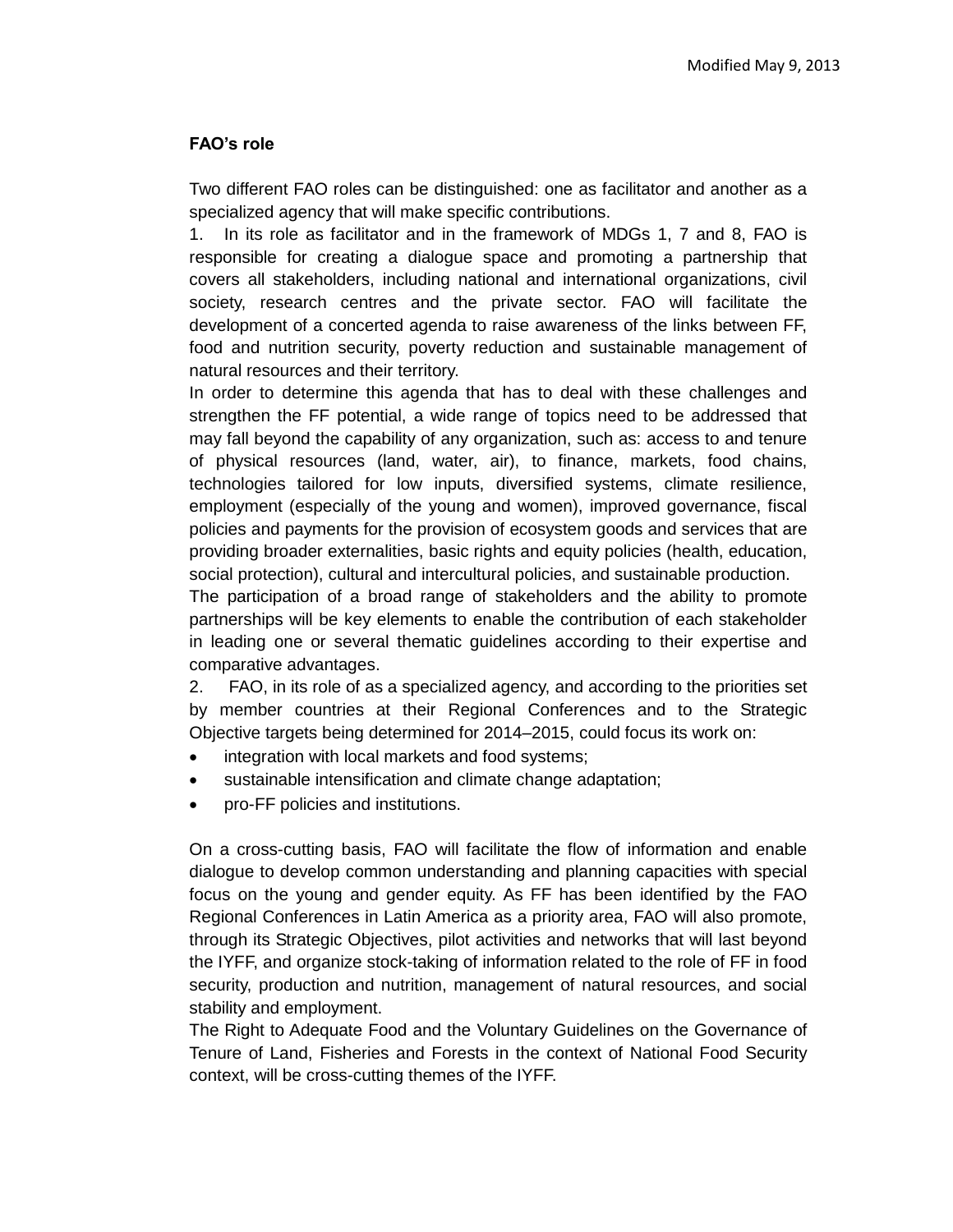## FAO's role

Two different FAO roles can be distinguished: one as facilitator and another as a specialized agency that will make specific contributions.

1. In its role as facilitator and in the framework of MDGs 1, 7 and 8, FAO is responsible for creating a dialogue space and promoting a partnership that covers all stakeholders, including national and international organizations, civil society, research centres and the private sector. FAO will facilitate the development of a concerted agenda to raise awareness of the links between FF, food and nutrition security, poverty reduction and sustainable management of natural resources and their territory.

In order to determine this agenda that has to deal with these challenges and strengthen the FF potential, a wide range of topics need to be addressed that may fall beyond the capability of any organization, such as: access to and tenure of physical resources (land, water, air), to finance, markets, food chains, technologies tailored for low inputs, diversified systems, climate resilience, employment (especially of the young and women), improved governance, fiscal policies and payments for the provision of ecosystem goods and services that are providing broader externalities, basic rights and equity policies (health, education, social protection), cultural and intercultural policies, and sustainable production.

The participation of a broad range of stakeholders and the ability to promote partnerships will be key elements to enable the contribution of each stakeholder in leading one or several thematic guidelines according to their expertise and comparative advantages.

2. FAO, in its role of as a specialized agency, and according to the priorities set by member countries at their Regional Conferences and to the Strategic Objective targets being determined for 2014–2015, could focus its work on:

- integration with local markets and food systems;
- sustainable intensification and climate change adaptation;
- pro-FF policies and institutions.

On a cross-cutting basis, FAO will facilitate the flow of information and enable dialogue to develop common understanding and planning capacities with special focus on the young and gender equity. As FF has been identified by the FAO Regional Conferences in Latin America as a priority area, FAO will also promote, through its Strategic Objectives, pilot activities and networks that will last beyond the IYFF, and organize stock-taking of information related to the role of FF in food security, production and nutrition, management of natural resources, and social stability and employment.

The Right to Adequate Food and the Voluntary Guidelines on the Governance of Tenure of Land, Fisheries and Forests in the context of National Food Security context, will be cross-cutting themes of the IYFF.